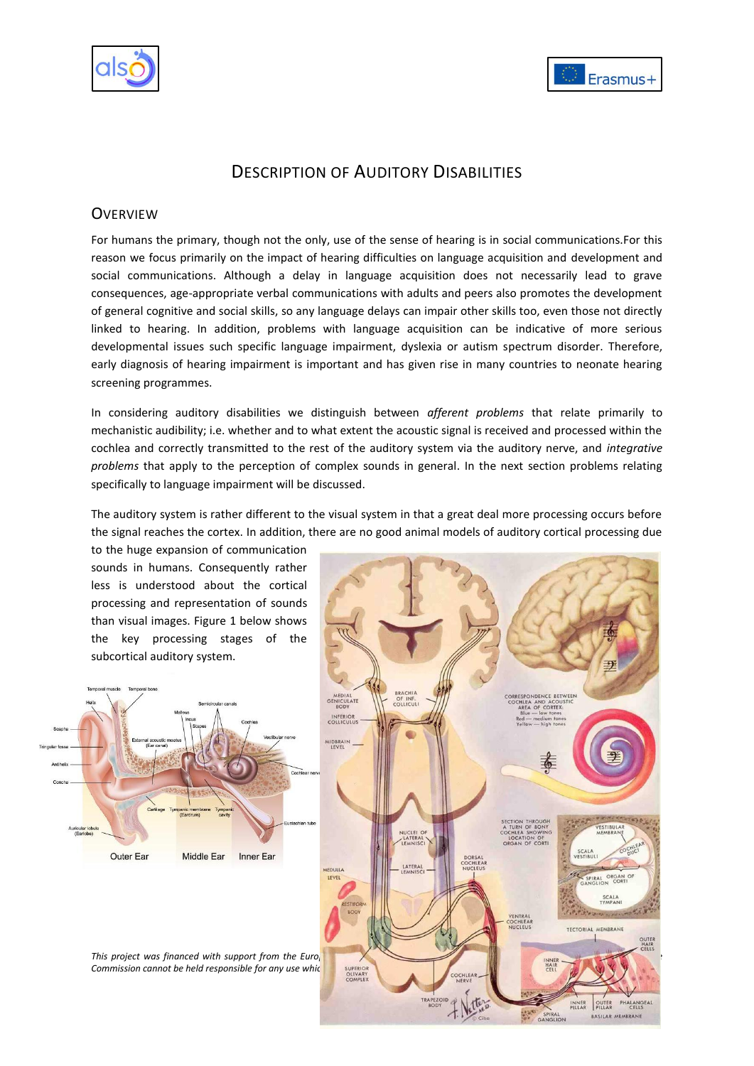# Description of Auditory Disabilities

## Overview

For humans the primary, though not the only, use of the sense of hearing is in social communications.For this reason we focus primarily on the impact of hearing difficulties on language acquisition and development and social communications. Although a delay in language acquisition does not necessarily lead to grave consequences, age-appropriate verbal communications with adults and peers also promotes the development of general cognitive and social skills, so any language delays can impair other skills too, even those not directly linked to hearing. In addition, problems with language acquisition can be indicative of more serious developmental issues such specific language impairment, dyslexia or autism spectrum disorder. Therefore, early diagnosis of hearing impairment is important and has given rise in many countries to neonate hearing screening programmes.

In considering auditory disabilities we distinguish between *afferent problems* that relate primarily to mechanistic audibility; i.e. whether and to what extent the acoustic signal is received and processed within the cochlea and correctly transmitted to the rest of the auditory system via the auditory nerve, and *integrative problems* that apply to the perception of complex sounds in general. In the next section problems relating specifically to language impairment will be discussed.

The auditory system is rather different to the visual system in that a great deal more processing occurs before the signal reaches the cortex. In addition, there are no good animal models of auditory cortical processing due to the huge expansion of communication sounds in humans. Consequently rather less is understood about the cortical processing and representation of sounds than visual images. Figure 1 below shows the key processing stages of the subcortical auditory system.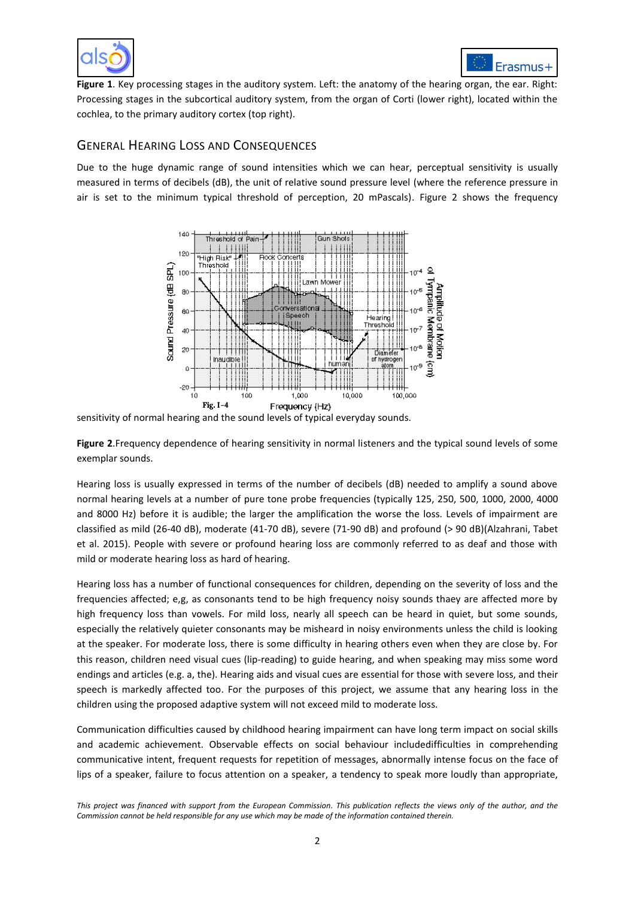**Figure 1**. Key processing stages in the auditory system. Left: the anatomy of the hearing organ, the ear. Right: Processing stages in the subcortical auditory system, from the organ of Corti (lower right), located within the cochlea, to the primary auditory cortex (top right).

## General Hearing Loss and Consequences

Due to the huge dynamic range of sound intensities which we can hear, perceptual sensitivity is usually measured in terms of decibels (dB), the unit of relative sound pressure level (where the reference pressure in air is set to the minimum typical threshold of perception, 20 mPascals). Figure 2 shows the frequency sensitivity of normal hearing and the sound levels of typical everyday sounds.

**Figure 2**.Frequency dependence of hearing sensitivity in normal listeners and the typical sound levels of some exemplar sounds.

Hearing loss is usually expressed in terms of the number of decibels (dB) needed to amplify a sound above normal hearing levels at a number of pure tone probe frequencies (typically 125, 250, 500, 1000, 2000, 4000 and 8000 Hz) before it is audible; the larger the amplification the worse the loss. Levels of impairment are classified as mild (26-40 dB), moderate (41-70 dB), severe (71-90 dB) and profound (> 90 dB)(Alzahrani, Tabet et al. 2015). People with severe or profound hearing loss are commonly referred to as deaf and those with mild or moderate hearing loss as hard of hearing.

Hearing loss has a number of functional consequences for children, depending on the severity of loss and the frequencies affected; e,g, as consonants tend to be high frequency noisy sounds thaey are affected more by high frequency loss than vowels. For mild loss, nearly all speech can be heard in quiet, but some sounds, especially the relatively quieter consonants may be misheard in noisy environments unless the child is looking at the speaker. For moderate loss, there is some difficulty in hearing others even when they are close by. For this reason, children need visual cues (lip-reading) to guide hearing, and when speaking may miss some word endings and articles (e.g. a, the). Hearing aids and visual cues are essential for those with severe loss, and their speech is markedly affected too. For the purposes of this project, we assume that any hearing loss in the children using the proposed adaptive system will not exceed mild to moderate loss.

Communication difficulties caused by childhood hearing impairment can have long term impact on social skills and academic achievement. Observable effects on social behaviour includedifficulties in comprehending communicative intent, frequent requests for repetition of messages, abnormally intense focus on the face of lips of a speaker, failure to focus attention on a speaker, a tendency to speak more loudly than appropriate,

*This project was financed with support from the European Commission. This publication reflects the views only of the author, and the Commission cannot be held responsible for any use which may be made of the information contained therein.*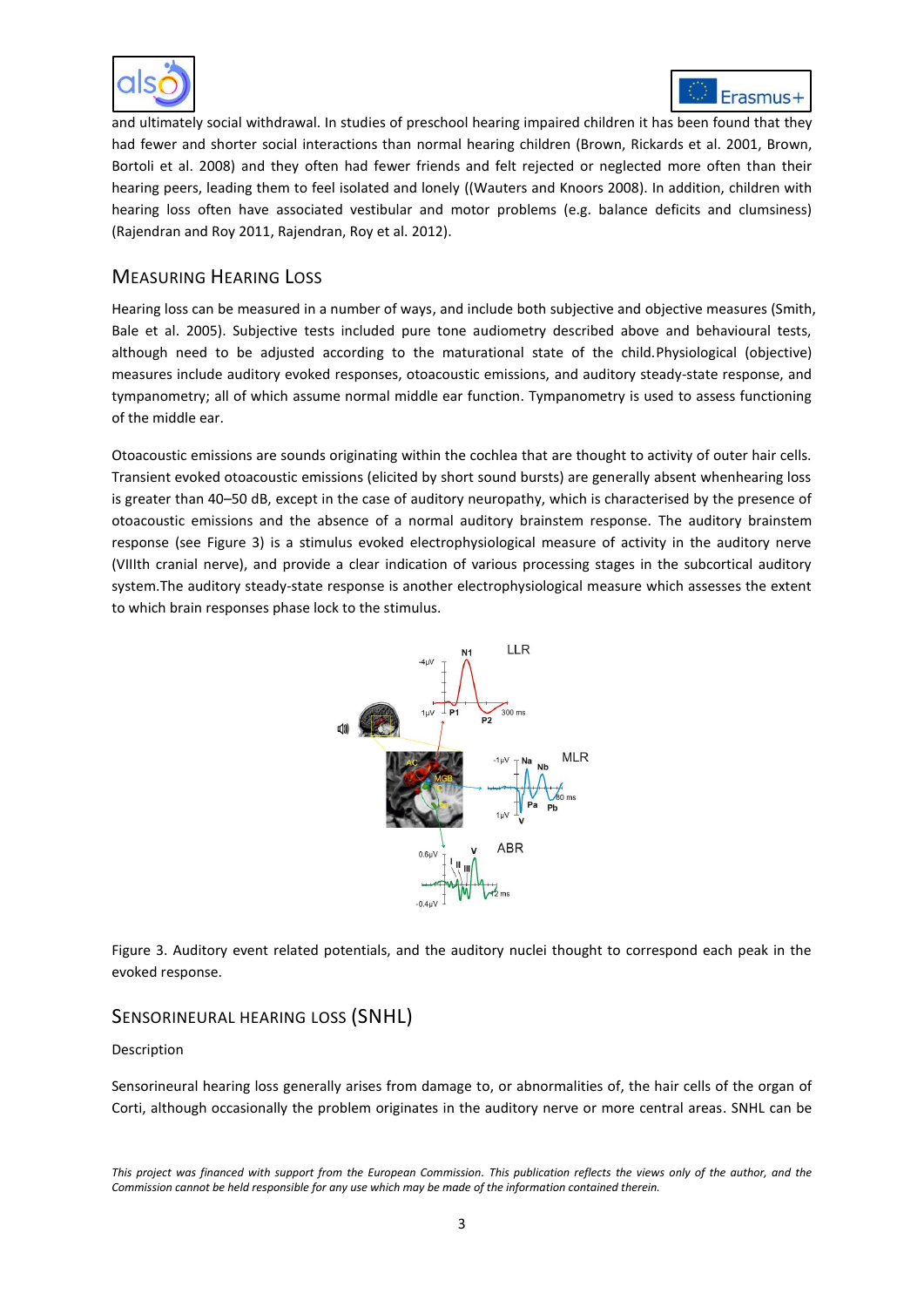and ultimately social withdrawal. In studies of preschool hearing impaired children it has been found that they had fewer and shorter social interactions than normal hearing children (Brown, Rickards et al. 2001, Brown, Bortoli et al. 2008) and they often had fewer friends and felt rejected or neglected more often than their hearing peers, leading them to feel isolated and lonely ((Wauters and Knoors 2008). In addition, children with hearing loss often have associated vestibular and motor problems (e.g. balance deficits and clumsiness) (Rajendran and Roy 2011, Rajendran, Roy et al. 2012).

## Measuring Hearing Loss

Hearing loss can be measured in a number of ways, and include both subjective and objective measures (Smith, Bale et al. 2005). Subjective tests included pure tone audiometry described above and behavioural tests, although need to be adjusted according to the maturational state of the child.Physiological (objective) measures include auditory evoked responses, otoacoustic emissions, and auditory steady-state response, and tympanometry; all of which assume normal middle ear function. Tympanometry is used to assess functioning of the middle ear.

Otoacoustic emissions are sounds originating within the cochlea that are thought to activity of outer hair cells. Transient evoked otoacoustic emissions (elicited by short sound bursts) are generally absent whenhearing loss is greater than 40–50 dB, except in the case of auditory neuropathy, which is characterised by the presence of otoacoustic emissions and the absence of a normal auditory brainstem response. The auditory brainstem response (see Figure 3) is a stimulus evoked electrophysiological measure of activity in the auditory nerve (VIIIth cranial nerve), and provide a clear indication of various processing stages in the subcortical auditory system.The auditory steady-state response is another electrophysiological measure which assesses the extent to which brain responses phase lock to the stimulus.

Figure 3. Auditory event related potentials, and the auditory nuclei thought to correspond each peak in the evoked response.

## Sensorineural hearing loss (SNHL)

Description

Sensorineural hearing loss generally arises from damage to, or abnormalities of, the hair cells of the organ of Corti, although occasionally the problem originates in the auditory nerve or more central areas. SNHL can be

*This project was financed with support from the European Commission. This publication reflects the views only of the author, and the Commission cannot be held responsible for any use which may be made of the information contained therein.*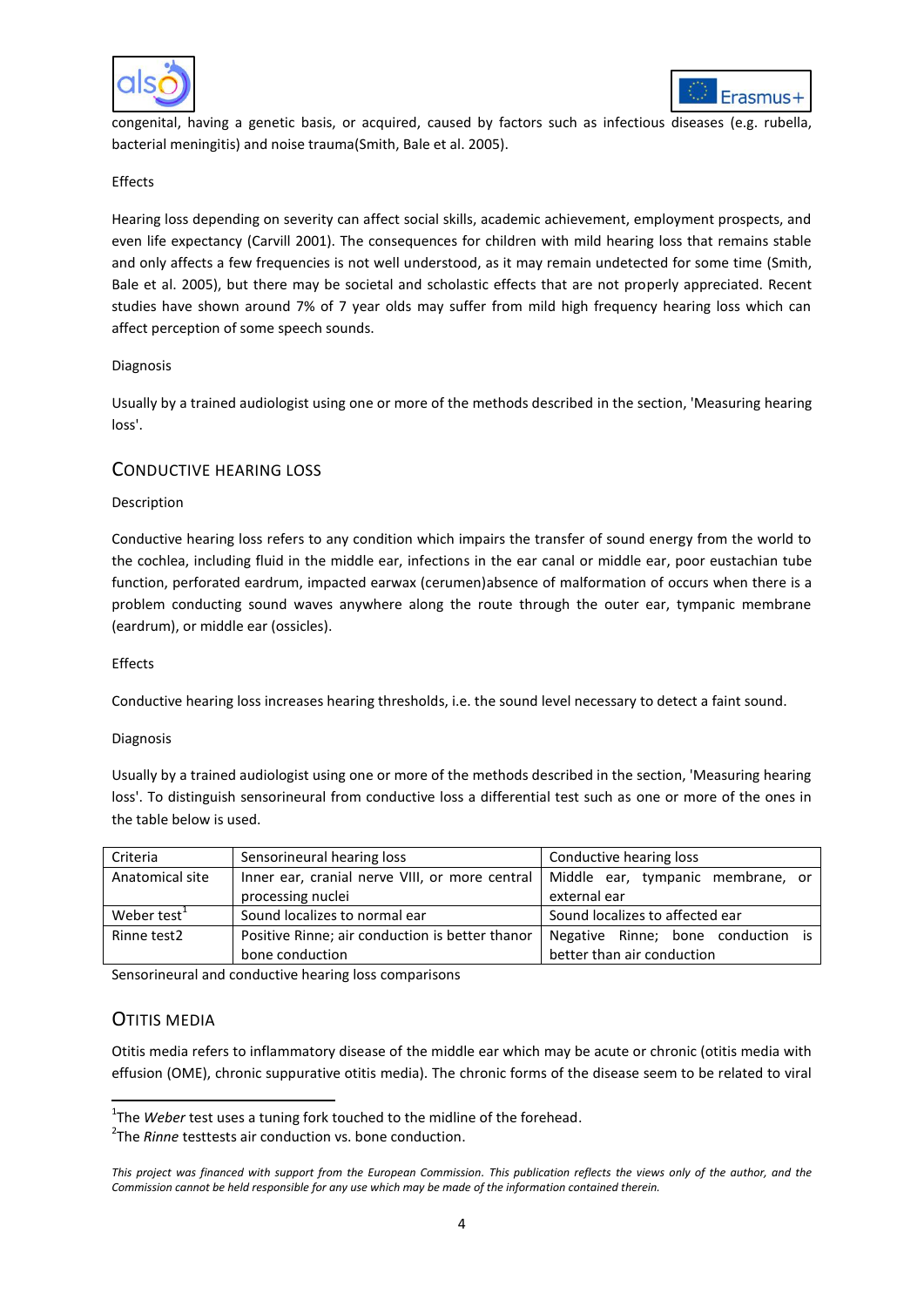congenital, having a genetic basis, or acquired, caused by factors such as infectious diseases (e.g. rubella, bacterial meningitis) and noise trauma(Smith, Bale et al. 2005).

Effects

Hearing loss depending on severity can affect social skills, academic achievement, employment prospects, and even life expectancy (Carvill 2001). The consequences for children with mild hearing loss that remains stable and only affects a few frequencies is not well understood, as it may remain undetected for some time (Smith, Bale et al. 2005), but there may be societal and scholastic effects that are not properly appreciated. Recent studies have shown around 7% of 7 year olds may suffer from mild high frequency hearing loss which can affect perception of some speech sounds.

Diagnosis

Usually by a trained audiologist using one or more of the methods described in the section, 'Measuring hearing loss'.

## Conductive Hearing Loss

Description

Conductive hearing loss refers to any condition which impairs the transfer of sound energy from the world to the cochlea, including fluid in the middle ear, infections in the ear canal or middle ear, poor eustachian tube function, perforated eardrum, impacted earwax (cerumen)absence of malformation of occurs when there is a problem conducting sound waves anywhere along the route through the outer ear, tympanic membrane (eardrum), or middle ear (ossicles).

Effects

Conductive hearing loss increases hearing thresholds, i.e. the sound level necessary to detect a faint sound.

Diagnosis

Usually by a trained audiologist using one or more of the methods described in the section, 'Measuring hearing loss'. To distinguish sensorineural from conductive loss a differential test such as one or more of the ones in the table below is used.

| Criteria | Sensorineural hearing loss | Conductive hearing loss |
|---|---|---|
| Anatomical site | Inner ear, cranial nerve VIII, or more central processing nuclei | Middle ear, tympanic membrane, or external ear |
| Weber test[1] | Sound localizes to normal ear | Sound localizes to affected ear |
| Rinne test2 | Positive Rinne; air conduction is better thanor bone conduction | Negative Rinne; bone conduction is better than air conduction |

Sensorineural and conductive hearing loss comparisons

## Otitis Media

Otitis media refers to inflammatory disease of the middle ear which may be acute or chronic (otitis media with effusion (OME), chronic suppurative otitis media). The chronic forms of the disease seem to be related to viral

[1] The *Weber* test uses a tuning fork touched to the midline of the forehead.

[2] The *Rinne* testtests air conduction vs. bone conduction.

*This project was financed with support from the European Commission. This publication reflects the views only of the author, and the Commission cannot be held responsible for any use which may be made of the information contained therein.*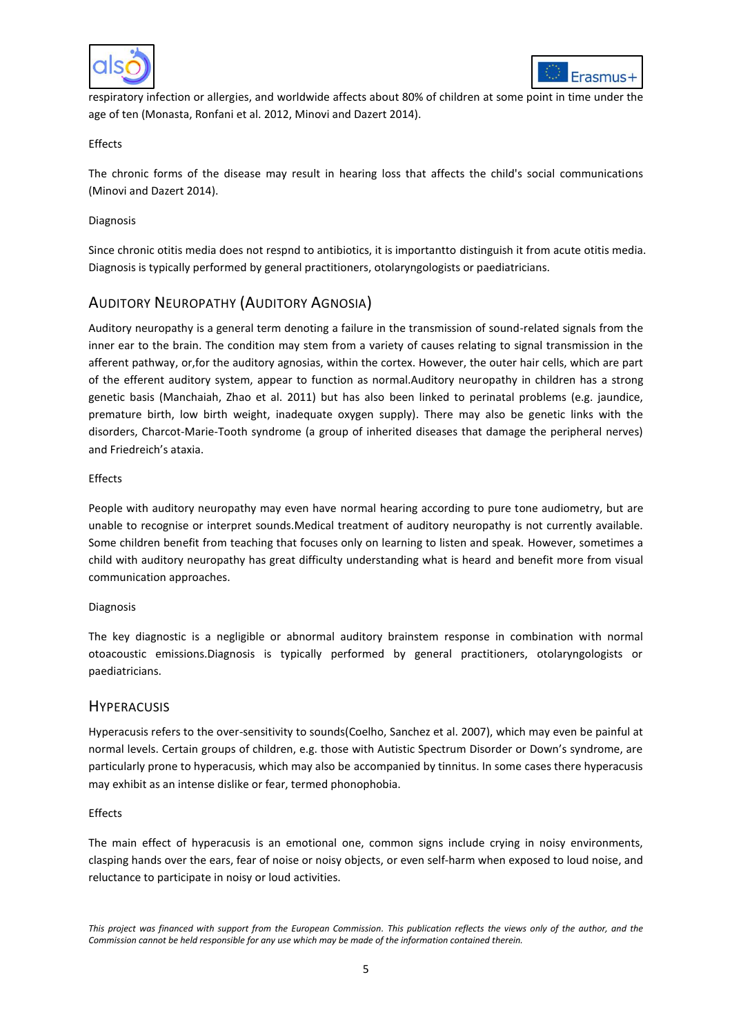respiratory infection or allergies, and worldwide affects about 80% of children at some point in time under the age of ten (Monasta, Ronfani et al. 2012, Minovi and Dazert 2014).

Effects

The chronic forms of the disease may result in hearing loss that affects the child's social communications (Minovi and Dazert 2014).

Diagnosis

Since chronic otitis media does not respnd to antibiotics, it is importantto distinguish it from acute otitis media. Diagnosis is typically performed by general practitioners, otolaryngologists or paediatricians.

## Auditory Neuropathy (Auditory Agnosia)

Auditory neuropathy is a general term denoting a failure in the transmission of sound-related signals from the inner ear to the brain. The condition may stem from a variety of causes relating to signal transmission in the afferent pathway, or,for the auditory agnosias, within the cortex. However, the outer hair cells, which are part of the efferent auditory system, appear to function as normal.Auditory neuropathy in children has a strong genetic basis (Manchaiah, Zhao et al. 2011) but has also been linked to perinatal problems (e.g. jaundice, premature birth, low birth weight, inadequate oxygen supply). There may also be genetic links with the disorders, Charcot-Marie-Tooth syndrome (a group of inherited diseases that damage the peripheral nerves) and Friedreich's ataxia.

Effects

People with auditory neuropathy may even have normal hearing according to pure tone audiometry, but are unable to recognise or interpret sounds.Medical treatment of auditory neuropathy is not currently available. Some children benefit from teaching that focuses only on learning to listen and speak. However, sometimes a child with auditory neuropathy has great difficulty understanding what is heard and benefit more from visual communication approaches.

Diagnosis

The key diagnostic is a negligible or abnormal auditory brainstem response in combination with normal otoacoustic emissions.Diagnosis is typically performed by general practitioners, otolaryngologists or paediatricians.

## Hyperacusis

Hyperacusis refers to the over-sensitivity to sounds(Coelho, Sanchez et al. 2007), which may even be painful at normal levels. Certain groups of children, e.g. those with Autistic Spectrum Disorder or Down's syndrome, are particularly prone to hyperacusis, which may also be accompanied by tinnitus. In some cases there hyperacusis may exhibit as an intense dislike or fear, termed phonophobia.

Effects

The main effect of hyperacusis is an emotional one, common signs include crying in noisy environments, clasping hands over the ears, fear of noise or noisy objects, or even self-harm when exposed to loud noise, and reluctance to participate in noisy or loud activities.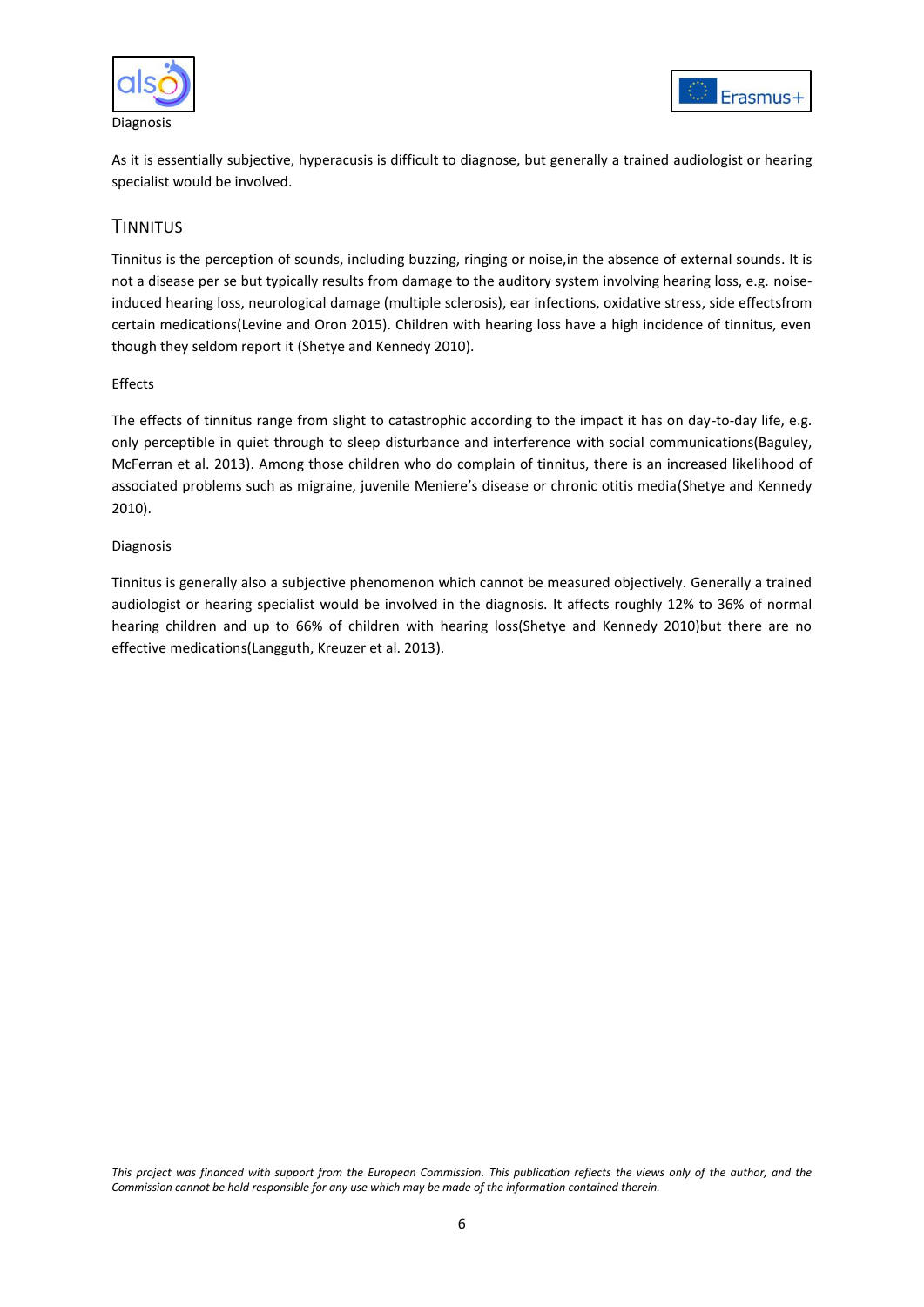Diagnosis

As it is essentially subjective, hyperacusis is difficult to diagnose, but generally a trained audiologist or hearing specialist would be involved.

## Tinnitus

Tinnitus is the perception of sounds, including buzzing, ringing or noise,in the absence of external sounds. It is not a disease per se but typically results from damage to the auditory system involving hearing loss, e.g. noise-induced hearing loss, neurological damage (multiple sclerosis), ear infections, oxidative stress, side effectsfrom certain medications(Levine and Oron 2015). Children with hearing loss have a high incidence of tinnitus, even though they seldom report it (Shetye and Kennedy 2010).

Effects

The effects of tinnitus range from slight to catastrophic according to the impact it has on day-to-day life, e.g. only perceptible in quiet through to sleep disturbance and interference with social communications(Baguley, McFerran et al. 2013). Among those children who do complain of tinnitus, there is an increased likelihood of associated problems such as migraine, juvenile Meniere's disease or chronic otitis media(Shetye and Kennedy 2010).

Diagnosis

Tinnitus is generally also a subjective phenomenon which cannot be measured objectively. Generally a trained audiologist or hearing specialist would be involved in the diagnosis. It affects roughly 12% to 36% of normal hearing children and up to 66% of children with hearing loss(Shetye and Kennedy 2010)but there are no effective medications(Langguth, Kreuzer et al. 2013).

*This project was financed with support from the European Commission. This publication reflects the views only of the author, and the Commission cannot be held responsible for any use which may be made of the information contained therein.*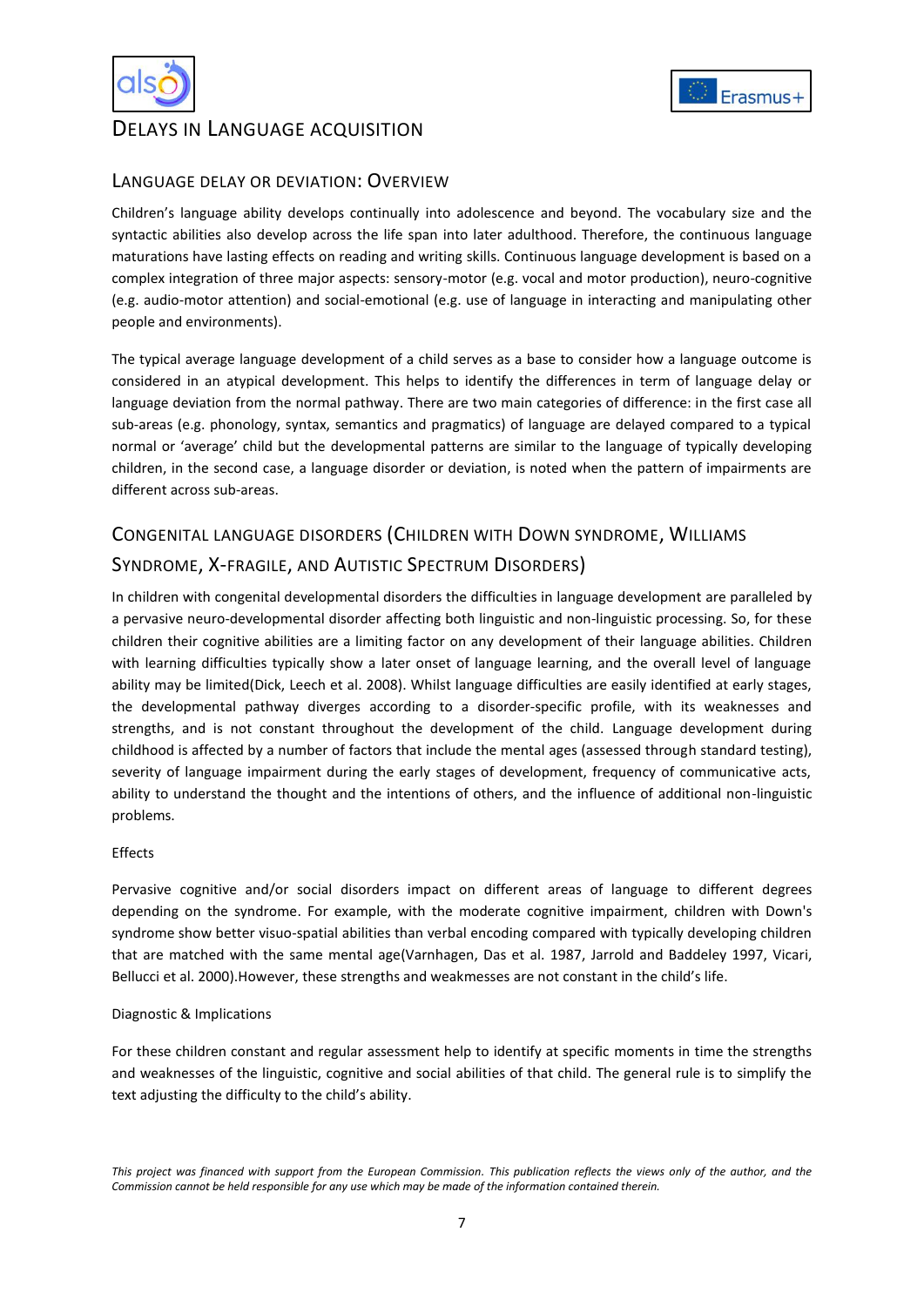# Delays in Language acquisition

## Language delay or deviation: Overview

Children's language ability develops continually into adolescence and beyond. The vocabulary size and the syntactic abilities also develop across the life span into later adulthood. Therefore, the continuous language maturations have lasting effects on reading and writing skills. Continuous language development is based on a complex integration of three major aspects: sensory-motor (e.g. vocal and motor production), neuro-cognitive (e.g. audio-motor attention) and social-emotional (e.g. use of language in interacting and manipulating other people and environments).

The typical average language development of a child serves as a base to consider how a language outcome is considered in an atypical development. This helps to identify the differences in term of language delay or language deviation from the normal pathway. There are two main categories of difference: in the first case all sub-areas (e.g. phonology, syntax, semantics and pragmatics) of language are delayed compared to a typical normal or 'average' child but the developmental patterns are similar to the language of typically developing children, in the second case, a language disorder or deviation, is noted when the pattern of impairments are different across sub-areas.

## Congenital language disorders (Children with Down syndrome, Williams Syndrome, X-fragile, and Autistic Spectrum Disorders)

In children with congenital developmental disorders the difficulties in language development are paralleled by a pervasive neuro-developmental disorder affecting both linguistic and non-linguistic processing. So, for these children their cognitive abilities are a limiting factor on any development of their language abilities. Children with learning difficulties typically show a later onset of language learning, and the overall level of language ability may be limited(Dick, Leech et al. 2008). Whilst language difficulties are easily identified at early stages, the developmental pathway diverges according to a disorder-specific profile, with its weaknesses and strengths, and is not constant throughout the development of the child. Language development during childhood is affected by a number of factors that include the mental ages (assessed through standard testing), severity of language impairment during the early stages of development, frequency of communicative acts, ability to understand the thought and the intentions of others, and the influence of additional non-linguistic problems.

Effects

Pervasive cognitive and/or social disorders impact on different areas of language to different degrees depending on the syndrome. For example, with the moderate cognitive impairment, children with Down's syndrome show better visuo-spatial abilities than verbal encoding compared with typically developing children that are matched with the same mental age(Varnhagen, Das et al. 1987, Jarrold and Baddeley 1997, Vicari, Bellucci et al. 2000).However, these strengths and weakmesses are not constant in the child's life.

Diagnostic & Implications

For these children constant and regular assessment help to identify at specific moments in time the strengths and weaknesses of the linguistic, cognitive and social abilities of that child. The general rule is to simplify the text adjusting the difficulty to the child's ability.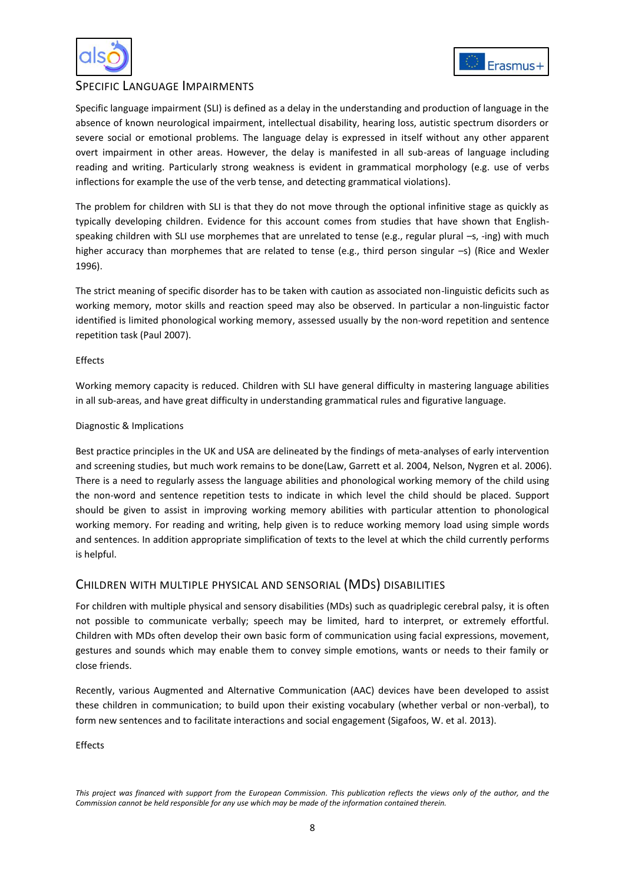## Specific Language Impairments

Specific language impairment (SLI) is defined as a delay in the understanding and production of language in the absence of known neurological impairment, intellectual disability, hearing loss, autistic spectrum disorders or severe social or emotional problems. The language delay is expressed in itself without any other apparent overt impairment in other areas. However, the delay is manifested in all sub-areas of language including reading and writing. Particularly strong weakness is evident in grammatical morphology (e.g. use of verbs inflections for example the use of the verb tense, and detecting grammatical violations).

The problem for children with SLI is that they do not move through the optional infinitive stage as quickly as typically developing children. Evidence for this account comes from studies that have shown that English-speaking children with SLI use morphemes that are unrelated to tense (e.g., regular plural –s, -ing) with much higher accuracy than morphemes that are related to tense (e.g., third person singular –s) (Rice and Wexler 1996).

The strict meaning of specific disorder has to be taken with caution as associated non-linguistic deficits such as working memory, motor skills and reaction speed may also be observed. In particular a non-linguistic factor identified is limited phonological working memory, assessed usually by the non-word repetition and sentence repetition task (Paul 2007).

Effects

Working memory capacity is reduced. Children with SLI have general difficulty in mastering language abilities in all sub-areas, and have great difficulty in understanding grammatical rules and figurative language.

Diagnostic & Implications

Best practice principles in the UK and USA are delineated by the findings of meta-analyses of early intervention and screening studies, but much work remains to be done(Law, Garrett et al. 2004, Nelson, Nygren et al. 2006). There is a need to regularly assess the language abilities and phonological working memory of the child using the non-word and sentence repetition tests to indicate in which level the child should be placed. Support should be given to assist in improving working memory abilities with particular attention to phonological working memory. For reading and writing, help given is to reduce working memory load using simple words and sentences. In addition appropriate simplification of texts to the level at which the child currently performs is helpful.

## Children with multiple physical and sensorial (MDs) disabilities

For children with multiple physical and sensory disabilities (MDs) such as quadriplegic cerebral palsy, it is often not possible to communicate verbally; speech may be limited, hard to interpret, or extremely effortful. Children with MDs often develop their own basic form of communication using facial expressions, movement, gestures and sounds which may enable them to convey simple emotions, wants or needs to their family or close friends.

Recently, various Augmented and Alternative Communication (AAC) devices have been developed to assist these children in communication; to build upon their existing vocabulary (whether verbal or non-verbal), to form new sentences and to facilitate interactions and social engagement (Sigafoos, W. et al. 2013).

Effects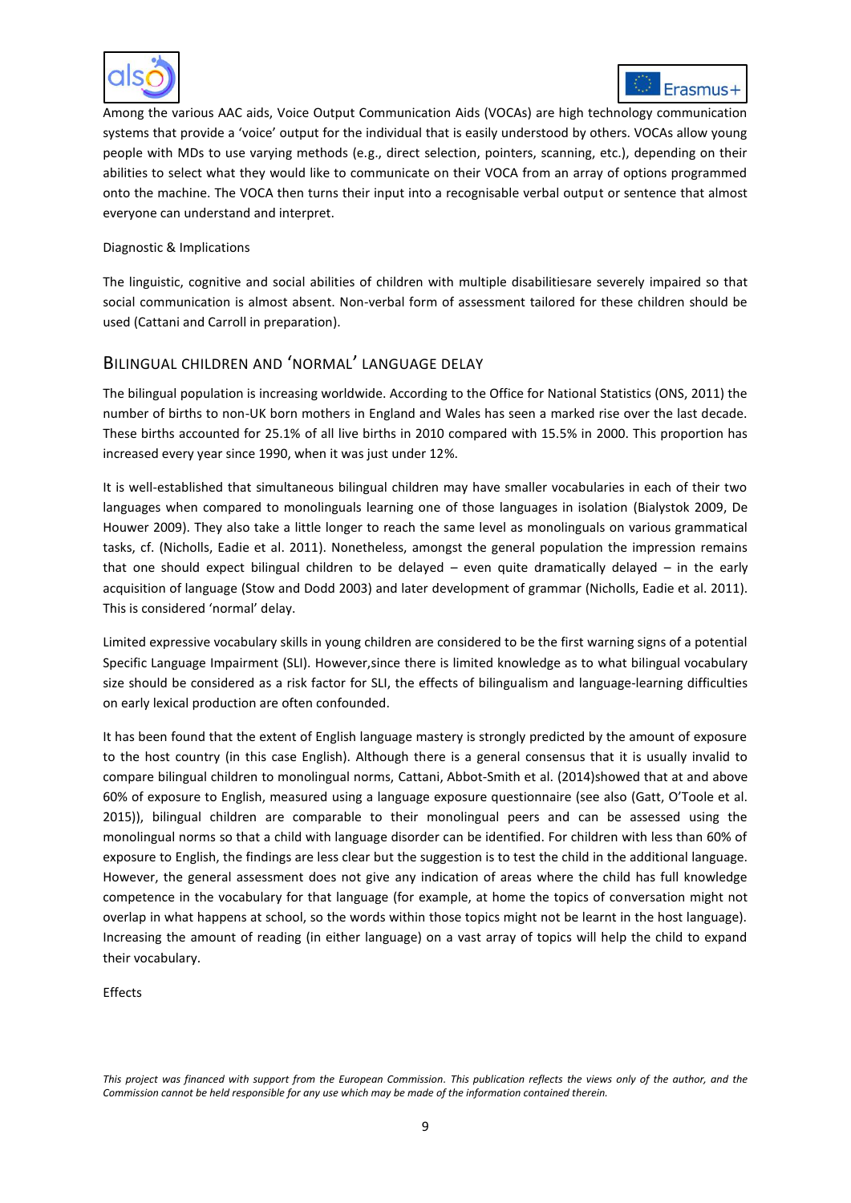Among the various AAC aids, Voice Output Communication Aids (VOCAs) are high technology communication systems that provide a 'voice' output for the individual that is easily understood by others. VOCAs allow young people with MDs to use varying methods (e.g., direct selection, pointers, scanning, etc.), depending on their abilities to select what they would like to communicate on their VOCA from an array of options programmed onto the machine. The VOCA then turns their input into a recognisable verbal output or sentence that almost everyone can understand and interpret.

Diagnostic & Implications

The linguistic, cognitive and social abilities of children with multiple disabilitiesare severely impaired so that social communication is almost absent. Non-verbal form of assessment tailored for these children should be used (Cattani and Carroll in preparation).

## Bilingual children and 'normal' language delay

The bilingual population is increasing worldwide. According to the Office for National Statistics (ONS, 2011) the number of births to non-UK born mothers in England and Wales has seen a marked rise over the last decade. These births accounted for 25.1% of all live births in 2010 compared with 15.5% in 2000. This proportion has increased every year since 1990, when it was just under 12%.

It is well-established that simultaneous bilingual children may have smaller vocabularies in each of their two languages when compared to monolinguals learning one of those languages in isolation (Bialystok 2009, De Houwer 2009). They also take a little longer to reach the same level as monolinguals on various grammatical tasks, cf. (Nicholls, Eadie et al. 2011). Nonetheless, amongst the general population the impression remains that one should expect bilingual children to be delayed – even quite dramatically delayed – in the early acquisition of language (Stow and Dodd 2003) and later development of grammar (Nicholls, Eadie et al. 2011). This is considered 'normal' delay.

Limited expressive vocabulary skills in young children are considered to be the first warning signs of a potential Specific Language Impairment (SLI). However,since there is limited knowledge as to what bilingual vocabulary size should be considered as a risk factor for SLI, the effects of bilingualism and language-learning difficulties on early lexical production are often confounded.

It has been found that the extent of English language mastery is strongly predicted by the amount of exposure to the host country (in this case English). Although there is a general consensus that it is usually invalid to compare bilingual children to monolingual norms, Cattani, Abbot-Smith et al. (2014)showed that at and above 60% of exposure to English, measured using a language exposure questionnaire (see also (Gatt, O'Toole et al. 2015)), bilingual children are comparable to their monolingual peers and can be assessed using the monolingual norms so that a child with language disorder can be identified. For children with less than 60% of exposure to English, the findings are less clear but the suggestion is to test the child in the additional language. However, the general assessment does not give any indication of areas where the child has full knowledge competence in the vocabulary for that language (for example, at home the topics of conversation might not overlap in what happens at school, so the words within those topics might not be learnt in the host language). Increasing the amount of reading (in either language) on a vast array of topics will help the child to expand their vocabulary.

Effects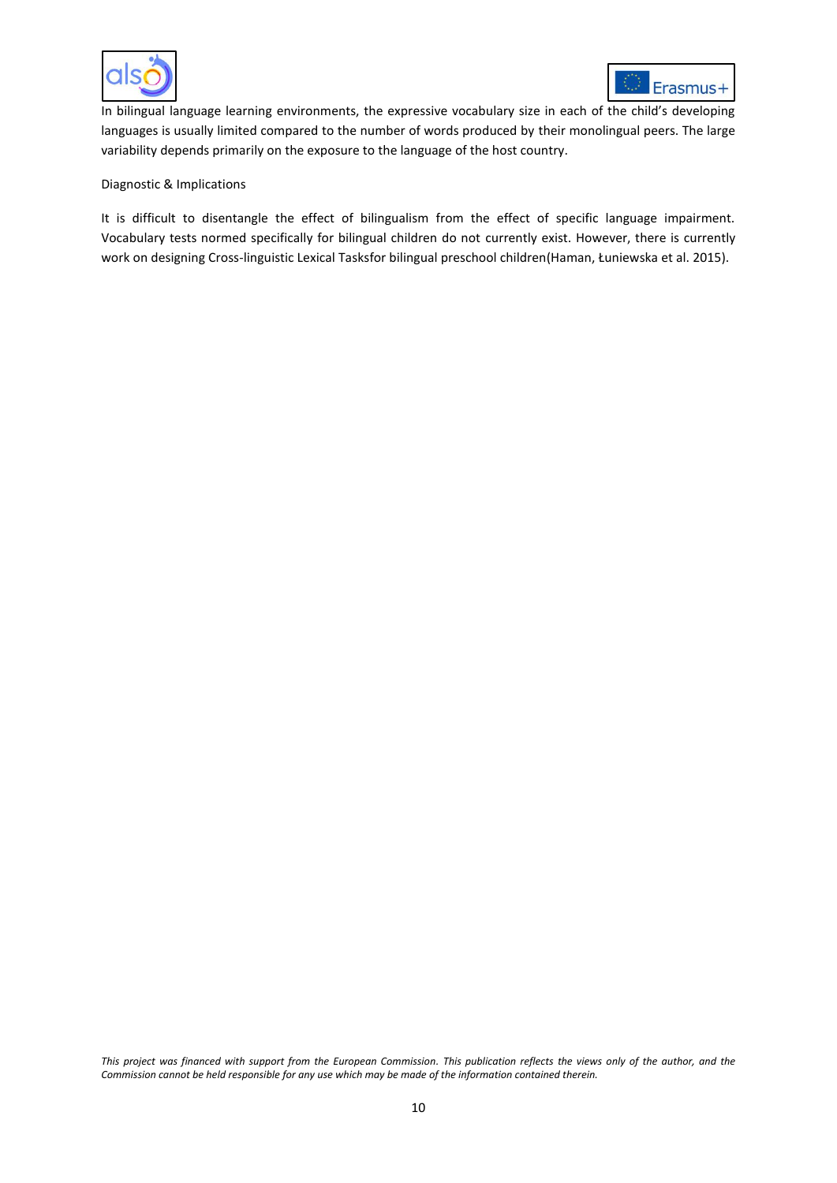In bilingual language learning environments, the expressive vocabulary size in each of the child's developing languages is usually limited compared to the number of words produced by their monolingual peers. The large variability depends primarily on the exposure to the language of the host country.

Diagnostic & Implications

It is difficult to disentangle the effect of bilingualism from the effect of specific language impairment. Vocabulary tests normed specifically for bilingual children do not currently exist. However, there is currently work on designing Cross-linguistic Lexical Tasksfor bilingual preschool children(Haman, Łuniewska et al. 2015).

*This project was financed with support from the European Commission. This publication reflects the views only of the author, and the Commission cannot be held responsible for any use which may be made of the information contained therein.*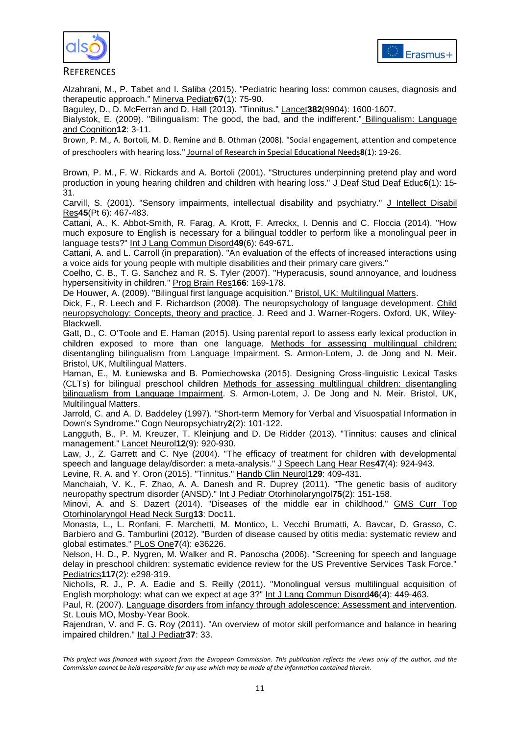## References

Alzahrani, M., P. Tabet and I. Saliba (2015). "Pediatric hearing loss: common causes, diagnosis and therapeutic approach." Minerva Pediatr **67**(1): 75-90.

Baguley, D., D. McFerran and D. Hall (2013). "Tinnitus." Lancet **382**(9904): 1600-1607.

Bialystok, E. (2009). "Bilingualism: The good, the bad, and the indifferent." Bilingualism: Language and Cognition **12**: 3-11.

Brown, P. M., A. Bortoli, M. D. Remine and B. Othman (2008). "Social engagement, attention and competence of preschoolers with hearing loss." Journal of Research in Special Educational Needs **8**(1): 19-26.

Brown, P. M., F. W. Rickards and A. Bortoli (2001). "Structures underpinning pretend play and word production in young hearing children and children with hearing loss." J Deaf Stud Deaf Educ **6**(1): 15-31.

Carvill, S. (2001). "Sensory impairments, intellectual disability and psychiatry." J Intellect Disabil Res **45**(Pt 6): 467-483.

Cattani, A., K. Abbot-Smith, R. Farag, A. Krott, F. Arreckx, I. Dennis and C. Floccia (2014). "How much exposure to English is necessary for a bilingual toddler to perform like a monolingual peer in language tests?" Int J Lang Commun Disord **49**(6): 649-671.

Cattani, A. and L. Carroll (in preparation). "An evaluation of the effects of increased interactions using a voice aids for young people with multiple disabilities and their primary care givers."

Coelho, C. B., T. G. Sanchez and R. S. Tyler (2007). "Hyperacusis, sound annoyance, and loudness hypersensitivity in children." Prog Brain Res **166**: 169-178.

De Houwer, A. (2009). "Bilingual first language acquisition." Bristol, UK: Multilingual Matters.

Dick, F., R. Leech and F. Richardson (2008). The neuropsychology of language development. Child neuropsychology: Concepts, theory and practice. J. Reed and J. Warner-Rogers. Oxford, UK, Wiley-Blackwell.

Gatt, D., C. O'Toole and E. Haman (2015). Using parental report to assess early lexical production in children exposed to more than one language. Methods for assessing multilingual children: disentangling bilingualism from Language Impairment. S. Armon-Lotem, J. de Jong and N. Meir. Bristol, UK, Multilingual Matters.

Haman, E., M. Łuniewska and B. Pomiechowska (2015). Designing Cross-linguistic Lexical Tasks (CLTs) for bilingual preschool children Methods for assessing multilingual children: disentangling bilingualism from Language Impairment. S. Armon-Lotem, J. De Jong and N. Meir. Bristol, UK, Multilingual Matters.

Jarrold, C. and A. D. Baddeley (1997). "Short-term Memory for Verbal and Visuospatial Information in Down's Syndrome." Cogn Neuropsychiatry **2**(2): 101-122.

Langguth, B., P. M. Kreuzer, T. Kleinjung and D. De Ridder (2013). "Tinnitus: causes and clinical management." Lancet Neurol **12**(9): 920-930.

Law, J., Z. Garrett and C. Nye (2004). "The efficacy of treatment for children with developmental speech and language delay/disorder: a meta-analysis." J Speech Lang Hear Res **47**(4): 924-943.

Levine, R. A. and Y. Oron (2015). "Tinnitus." Handb Clin Neurol **129**: 409-431.

Manchaiah, V. K., F. Zhao, A. A. Danesh and R. Duprey (2011). "The genetic basis of auditory neuropathy spectrum disorder (ANSD)." Int J Pediatr Otorhinolaryngol **75**(2): 151-158.

Minovi, A. and S. Dazert (2014). "Diseases of the middle ear in childhood." GMS Curr Top Otorhinolaryngol Head Neck Surg **13**: Doc11.

Monasta, L., L. Ronfani, F. Marchetti, M. Montico, L. Vecchi Brumatti, A. Bavcar, D. Grasso, C. Barbiero and G. Tamburlini (2012). "Burden of disease caused by otitis media: systematic review and global estimates." PLoS One **7**(4): e36226.

Nelson, H. D., P. Nygren, M. Walker and R. Panoscha (2006). "Screening for speech and language delay in preschool children: systematic evidence review for the US Preventive Services Task Force." Pediatrics **117**(2): e298-319.

Nicholls, R. J., P. A. Eadie and S. Reilly (2011). "Monolingual versus multilingual acquisition of English morphology: what can we expect at age 3?" Int J Lang Commun Disord **46**(4): 449-463.

Paul, R. (2007). Language disorders from infancy through adolescence: Assessment and intervention. St. Louis MO, Mosby-Year Book.

Rajendran, V. and F. G. Roy (2011). "An overview of motor skill performance and balance in hearing impaired children." Ital J Pediatr **37**: 33.

*This project was financed with support from the European Commission. This publication reflects the views only of the author, and the Commission cannot be held responsible for any use which may be made of the information contained therein.*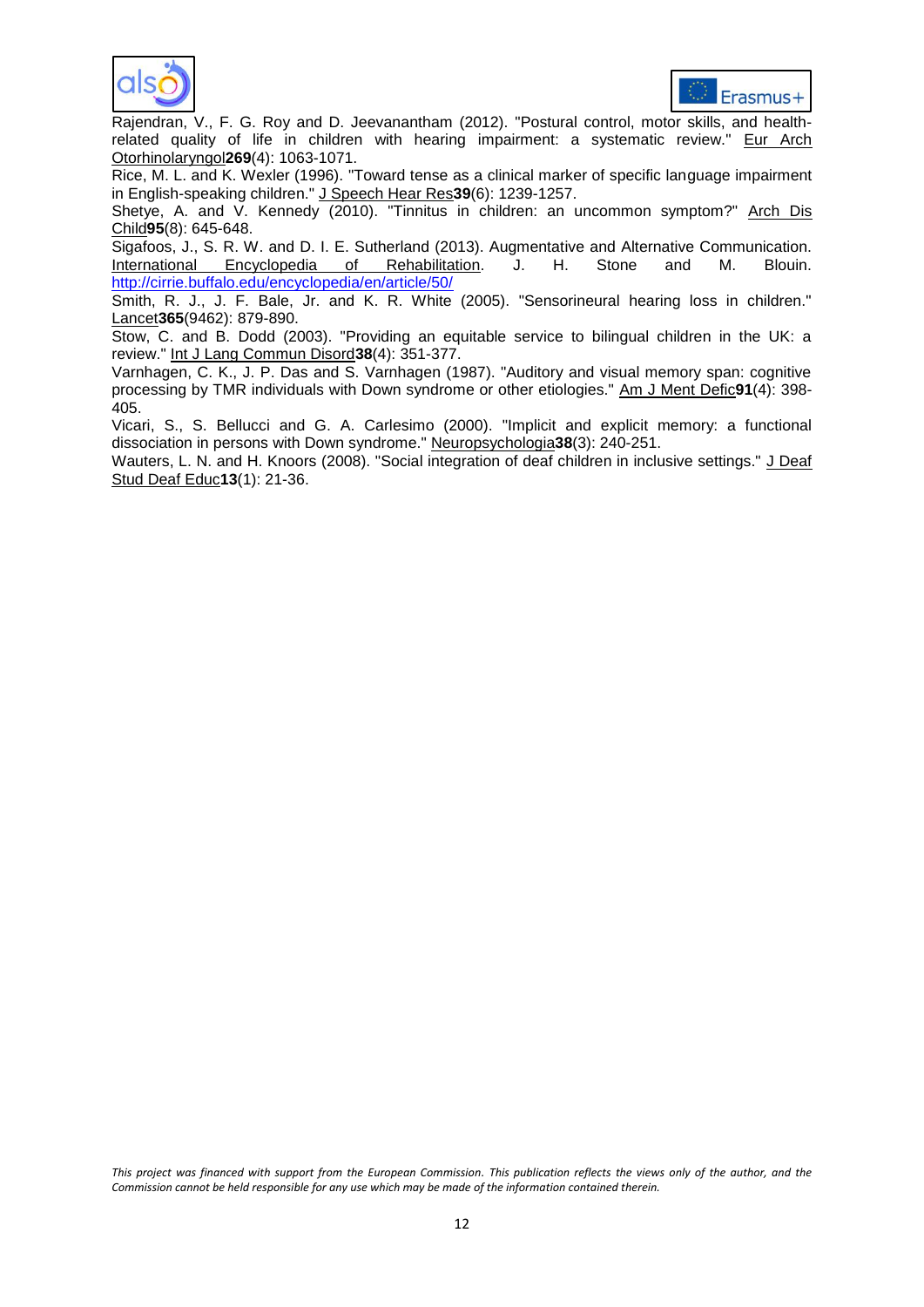Rajendran, V., F. G. Roy and D. Jeevanantham (2012). "Postural control, motor skills, and health-related quality of life in children with hearing impairment: a systematic review." Eur Arch Otorhinolaryngol**269**(4): 1063-1071.

Rice, M. L. and K. Wexler (1996). "Toward tense as a clinical marker of specific language impairment in English-speaking children." J Speech Hear Res**39**(6): 1239-1257.

Shetye, A. and V. Kennedy (2010). "Tinnitus in children: an uncommon symptom?" Arch Dis Child**95**(8): 645-648.

Sigafoos, J., S. R. W. and D. I. E. Sutherland (2013). Augmentative and Alternative Communication. International Encyclopedia of Rehabilitation. J. H. Stone and M. Blouin. http://cirrie.buffalo.edu/encyclopedia/en/article/50/

Smith, R. J., J. F. Bale, Jr. and K. R. White (2005). "Sensorineural hearing loss in children." Lancet**365**(9462): 879-890.

Stow, C. and B. Dodd (2003). "Providing an equitable service to bilingual children in the UK: a review." Int J Lang Commun Disord**38**(4): 351-377.

Varnhagen, C. K., J. P. Das and S. Varnhagen (1987). "Auditory and visual memory span: cognitive processing by TMR individuals with Down syndrome or other etiologies." Am J Ment Defic**91**(4): 398-405.

Vicari, S., S. Bellucci and G. A. Carlesimo (2000). "Implicit and explicit memory: a functional dissociation in persons with Down syndrome." Neuropsychologia**38**(3): 240-251.

Wauters, L. N. and H. Knoors (2008). "Social integration of deaf children in inclusive settings." J Deaf Stud Deaf Educ**13**(1): 21-36.